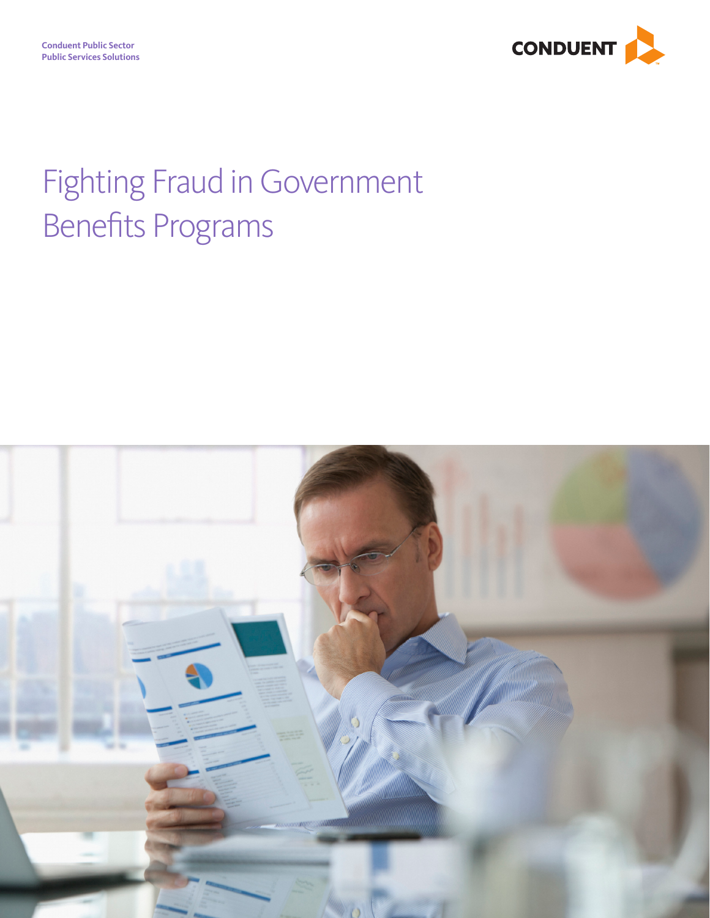Conduent Public Sector
Public Services Solutions

# Fighting Fraud in Government Benefits Programs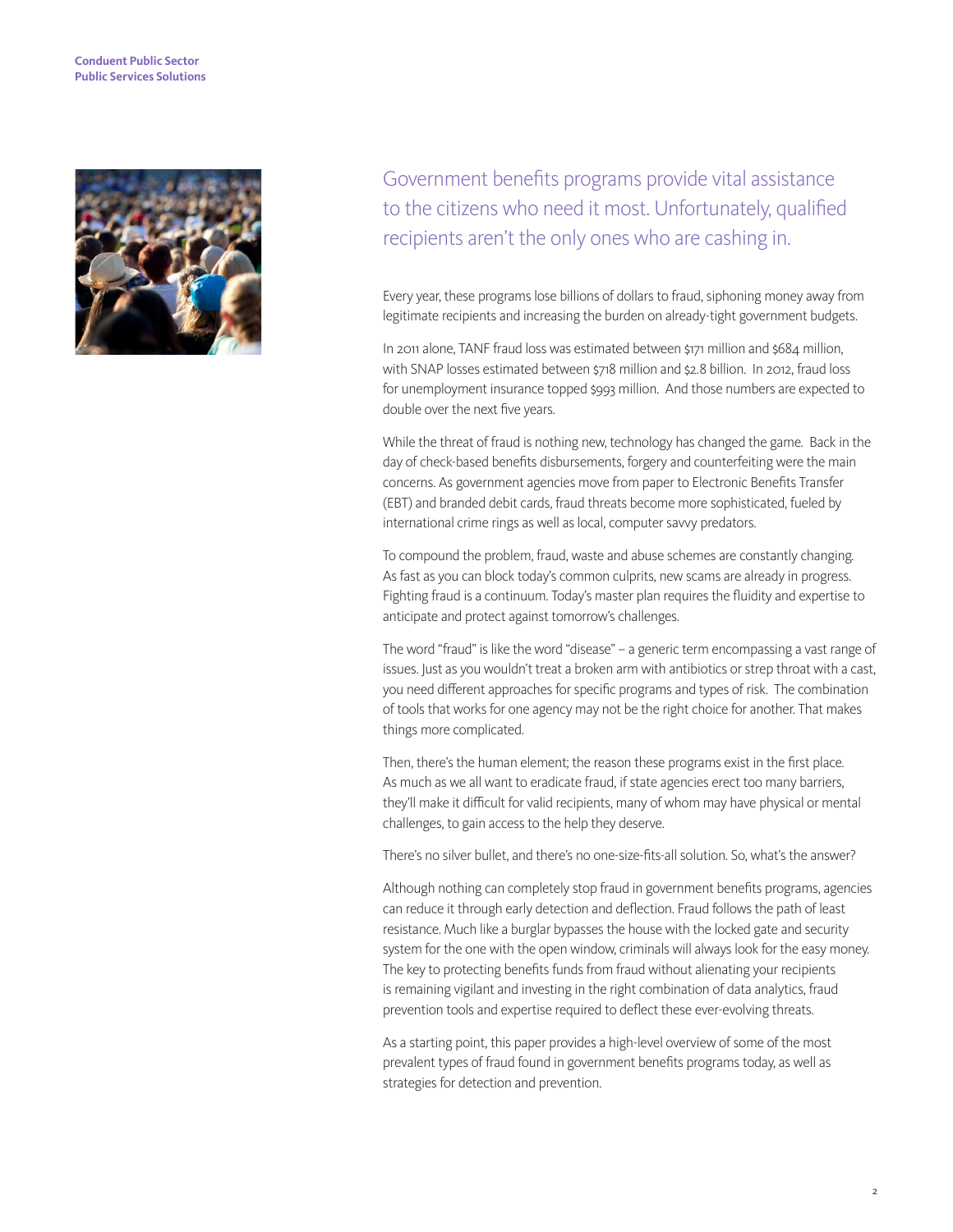Government benefits programs provide vital assistance to the citizens who need it most. Unfortunately, qualified recipients aren't the only ones who are cashing in.

Every year, these programs lose billions of dollars to fraud, siphoning money away from legitimate recipients and increasing the burden on already-tight government budgets.

In 2011 alone, TANF fraud loss was estimated between $171 million and $684 million, with SNAP losses estimated between $718 million and $2.8 billion. In 2012, fraud loss for unemployment insurance topped $993 million. And those numbers are expected to double over the next five years.

While the threat of fraud is nothing new, technology has changed the game. Back in the day of check-based benefits disbursements, forgery and counterfeiting were the main concerns. As government agencies move from paper to Electronic Benefits Transfer (EBT) and branded debit cards, fraud threats become more sophisticated, fueled by international crime rings as well as local, computer savvy predators.

To compound the problem, fraud, waste and abuse schemes are constantly changing. As fast as you can block today's common culprits, new scams are already in progress. Fighting fraud is a continuum. Today's master plan requires the fluidity and expertise to anticipate and protect against tomorrow's challenges.

The word "fraud" is like the word "disease" – a generic term encompassing a vast range of issues. Just as you wouldn't treat a broken arm with antibiotics or strep throat with a cast, you need different approaches for specific programs and types of risk. The combination of tools that works for one agency may not be the right choice for another. That makes things more complicated.

Then, there's the human element; the reason these programs exist in the first place. As much as we all want to eradicate fraud, if state agencies erect too many barriers, they'll make it difficult for valid recipients, many of whom may have physical or mental challenges, to gain access to the help they deserve.

There's no silver bullet, and there's no one-size-fits-all solution. So, what's the answer?

Although nothing can completely stop fraud in government benefits programs, agencies can reduce it through early detection and deflection. Fraud follows the path of least resistance. Much like a burglar bypasses the house with the locked gate and security system for the one with the open window, criminals will always look for the easy money. The key to protecting benefits funds from fraud without alienating your recipients is remaining vigilant and investing in the right combination of data analytics, fraud prevention tools and expertise required to deflect these ever-evolving threats.

As a starting point, this paper provides a high-level overview of some of the most prevalent types of fraud found in government benefits programs today, as well as strategies for detection and prevention.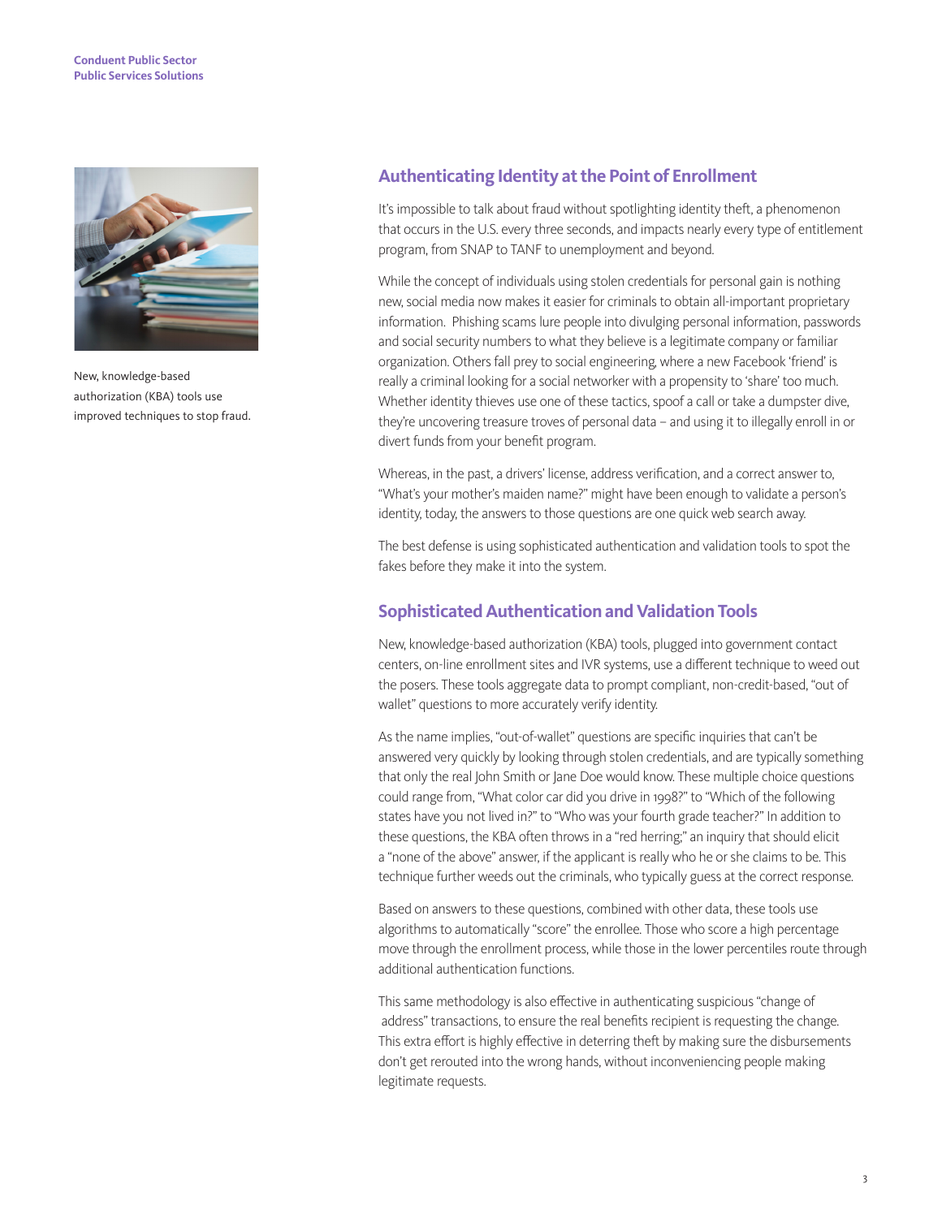## Authenticating Identity at the Point of Enrollment

It's impossible to talk about fraud without spotlighting identity theft, a phenomenon that occurs in the U.S. every three seconds, and impacts nearly every type of entitlement program, from SNAP to TANF to unemployment and beyond.

While the concept of individuals using stolen credentials for personal gain is nothing new, social media now makes it easier for criminals to obtain all-important proprietary information. Phishing scams lure people into divulging personal information, passwords and social security numbers to what they believe is a legitimate company or familiar organization. Others fall prey to social engineering, where a new Facebook 'friend' is really a criminal looking for a social networker with a propensity to 'share' too much. Whether identity thieves use one of these tactics, spoof a call or take a dumpster dive, they're uncovering treasure troves of personal data – and using it to illegally enroll in or divert funds from your benefit program.

Whereas, in the past, a drivers' license, address verification, and a correct answer to, "What's your mother's maiden name?" might have been enough to validate a person's identity, today, the answers to those questions are one quick web search away.

The best defense is using sophisticated authentication and validation tools to spot the fakes before they make it into the system.

New, knowledge-based authorization (KBA) tools use improved techniques to stop fraud.

## Sophisticated Authentication and Validation Tools

New, knowledge-based authorization (KBA) tools, plugged into government contact centers, on-line enrollment sites and IVR systems, use a different technique to weed out the posers. These tools aggregate data to prompt compliant, non-credit-based, "out of wallet" questions to more accurately verify identity.

As the name implies, "out-of-wallet" questions are specific inquiries that can't be answered very quickly by looking through stolen credentials, and are typically something that only the real John Smith or Jane Doe would know. These multiple choice questions could range from, "What color car did you drive in 1998?" to "Which of the following states have you not lived in?" to "Who was your fourth grade teacher?" In addition to these questions, the KBA often throws in a "red herring;" an inquiry that should elicit a "none of the above" answer, if the applicant is really who he or she claims to be. This technique further weeds out the criminals, who typically guess at the correct response.

Based on answers to these questions, combined with other data, these tools use algorithms to automatically "score" the enrollee. Those who score a high percentage move through the enrollment process, while those in the lower percentiles route through additional authentication functions.

This same methodology is also effective in authenticating suspicious "change of address" transactions, to ensure the real benefits recipient is requesting the change. This extra effort is highly effective in deterring theft by making sure the disbursements don't get rerouted into the wrong hands, without inconveniencing people making legitimate requests.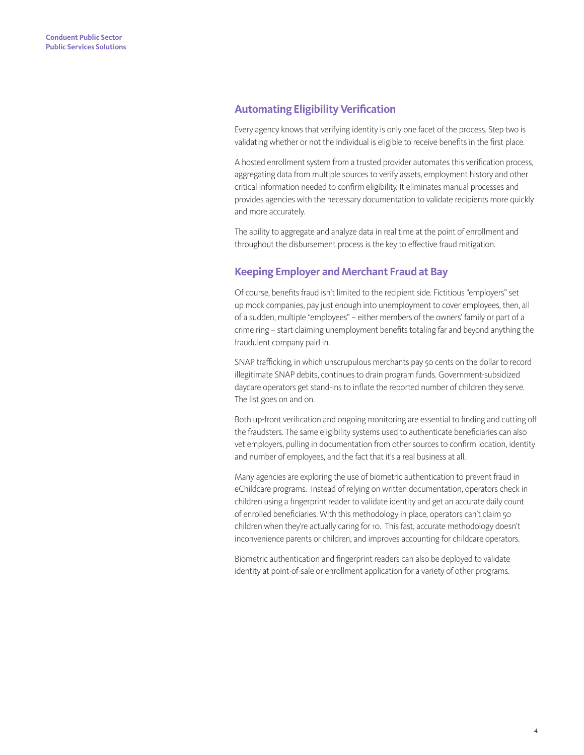## Automating Eligibility Verification

Every agency knows that verifying identity is only one facet of the process. Step two is validating whether or not the individual is eligible to receive benefits in the first place.

A hosted enrollment system from a trusted provider automates this verification process, aggregating data from multiple sources to verify assets, employment history and other critical information needed to confirm eligibility. It eliminates manual processes and provides agencies with the necessary documentation to validate recipients more quickly and more accurately.

The ability to aggregate and analyze data in real time at the point of enrollment and throughout the disbursement process is the key to effective fraud mitigation.

## Keeping Employer and Merchant Fraud at Bay

Of course, benefits fraud isn't limited to the recipient side. Fictitious "employers" set up mock companies, pay just enough into unemployment to cover employees, then, all of a sudden, multiple "employees" – either members of the owners' family or part of a crime ring – start claiming unemployment benefits totaling far and beyond anything the fraudulent company paid in.

SNAP trafficking, in which unscrupulous merchants pay 50 cents on the dollar to record illegitimate SNAP debits, continues to drain program funds. Government-subsidized daycare operators get stand-ins to inflate the reported number of children they serve. The list goes on and on.

Both up-front verification and ongoing monitoring are essential to finding and cutting off the fraudsters. The same eligibility systems used to authenticate beneficiaries can also vet employers, pulling in documentation from other sources to confirm location, identity and number of employees, and the fact that it's a real business at all.

Many agencies are exploring the use of biometric authentication to prevent fraud in eChildcare programs. Instead of relying on written documentation, operators check in children using a fingerprint reader to validate identity and get an accurate daily count of enrolled beneficiaries. With this methodology in place, operators can't claim 50 children when they're actually caring for 10. This fast, accurate methodology doesn't inconvenience parents or children, and improves accounting for childcare operators.

Biometric authentication and fingerprint readers can also be deployed to validate identity at point-of-sale or enrollment application for a variety of other programs.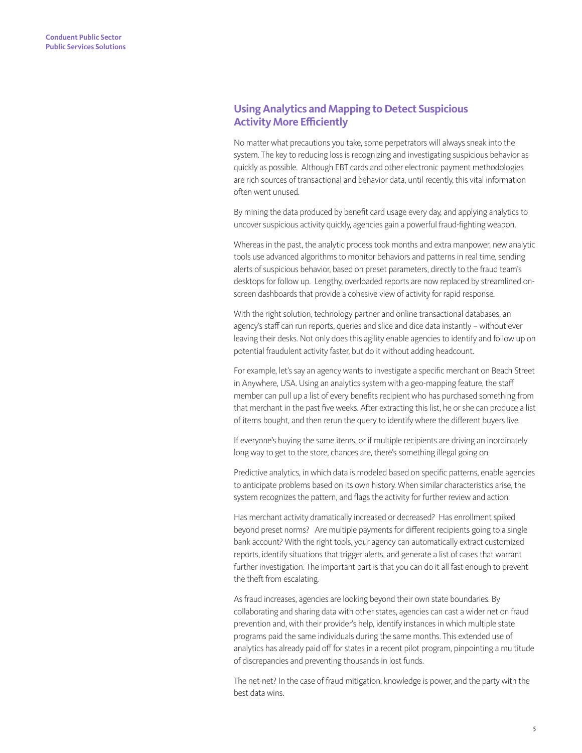## Using Analytics and Mapping to Detect Suspicious Activity More Efficiently

No matter what precautions you take, some perpetrators will always sneak into the system. The key to reducing loss is recognizing and investigating suspicious behavior as quickly as possible. Although EBT cards and other electronic payment methodologies are rich sources of transactional and behavior data, until recently, this vital information often went unused.

By mining the data produced by benefit card usage every day, and applying analytics to uncover suspicious activity quickly, agencies gain a powerful fraud-fighting weapon.

Whereas in the past, the analytic process took months and extra manpower, new analytic tools use advanced algorithms to monitor behaviors and patterns in real time, sending alerts of suspicious behavior, based on preset parameters, directly to the fraud team's desktops for follow up. Lengthy, overloaded reports are now replaced by streamlined on-screen dashboards that provide a cohesive view of activity for rapid response.

With the right solution, technology partner and online transactional databases, an agency's staff can run reports, queries and slice and dice data instantly – without ever leaving their desks. Not only does this agility enable agencies to identify and follow up on potential fraudulent activity faster, but do it without adding headcount.

For example, let's say an agency wants to investigate a specific merchant on Beach Street in Anywhere, USA. Using an analytics system with a geo-mapping feature, the staff member can pull up a list of every benefits recipient who has purchased something from that merchant in the past five weeks. After extracting this list, he or she can produce a list of items bought, and then rerun the query to identify where the different buyers live.

If everyone's buying the same items, or if multiple recipients are driving an inordinately long way to get to the store, chances are, there's something illegal going on.

Predictive analytics, in which data is modeled based on specific patterns, enable agencies to anticipate problems based on its own history. When similar characteristics arise, the system recognizes the pattern, and flags the activity for further review and action.

Has merchant activity dramatically increased or decreased? Has enrollment spiked beyond preset norms? Are multiple payments for different recipients going to a single bank account? With the right tools, your agency can automatically extract customized reports, identify situations that trigger alerts, and generate a list of cases that warrant further investigation. The important part is that you can do it all fast enough to prevent the theft from escalating.

As fraud increases, agencies are looking beyond their own state boundaries. By collaborating and sharing data with other states, agencies can cast a wider net on fraud prevention and, with their provider's help, identify instances in which multiple state programs paid the same individuals during the same months. This extended use of analytics has already paid off for states in a recent pilot program, pinpointing a multitude of discrepancies and preventing thousands in lost funds.

The net-net? In the case of fraud mitigation, knowledge is power, and the party with the best data wins.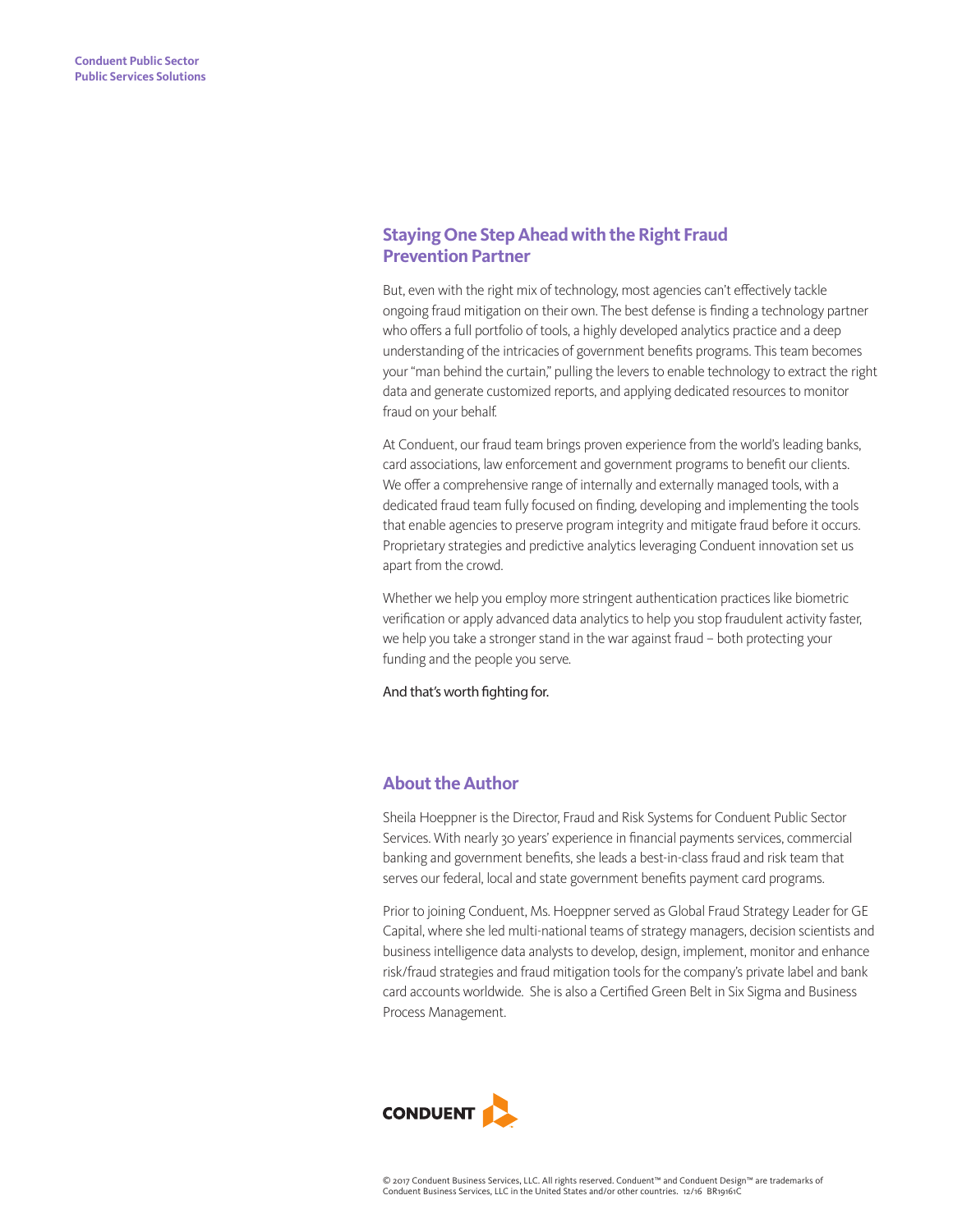## Staying One Step Ahead with the Right Fraud Prevention Partner

But, even with the right mix of technology, most agencies can't effectively tackle ongoing fraud mitigation on their own. The best defense is finding a technology partner who offers a full portfolio of tools, a highly developed analytics practice and a deep understanding of the intricacies of government benefits programs. This team becomes your "man behind the curtain," pulling the levers to enable technology to extract the right data and generate customized reports, and applying dedicated resources to monitor fraud on your behalf.

At Conduent, our fraud team brings proven experience from the world's leading banks, card associations, law enforcement and government programs to benefit our clients. We offer a comprehensive range of internally and externally managed tools, with a dedicated fraud team fully focused on finding, developing and implementing the tools that enable agencies to preserve program integrity and mitigate fraud before it occurs. Proprietary strategies and predictive analytics leveraging Conduent innovation set us apart from the crowd.

Whether we help you employ more stringent authentication practices like biometric verification or apply advanced data analytics to help you stop fraudulent activity faster, we help you take a stronger stand in the war against fraud – both protecting your funding and the people you serve.

And that's worth fighting for.

## About the Author

Sheila Hoeppner is the Director, Fraud and Risk Systems for Conduent Public Sector Services. With nearly 30 years' experience in financial payments services, commercial banking and government benefits, she leads a best-in-class fraud and risk team that serves our federal, local and state government benefits payment card programs.

Prior to joining Conduent, Ms. Hoeppner served as Global Fraud Strategy Leader for GE Capital, where she led multi-national teams of strategy managers, decision scientists and business intelligence data analysts to develop, design, implement, monitor and enhance risk/fraud strategies and fraud mitigation tools for the company's private label and bank card accounts worldwide. She is also a Certified Green Belt in Six Sigma and Business Process Management.

CONDUENT

© 2017 Conduent Business Services, LLC. All rights reserved. Conduent™ and Conduent Design™ are trademarks of Conduent Business Services, LLC in the United States and/or other countries. 12/16 BR19161C